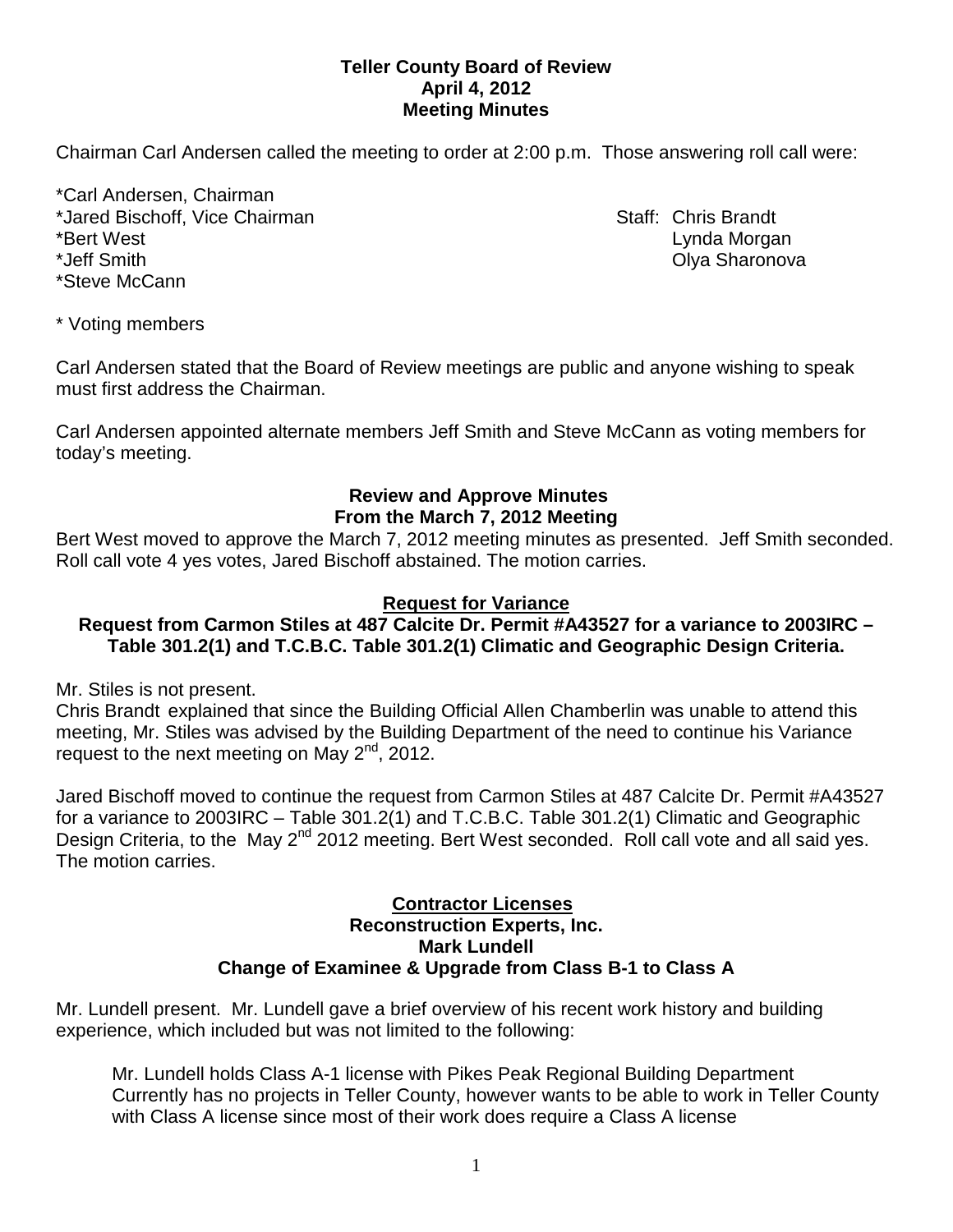**Teller County Board of Review**
**April 4, 2012**
**Meeting Minutes**

Chairman Carl Andersen called the meeting to order at 2:00 p.m. Those answering roll call were:

*Carl Andersen, Chairman
*Jared Bischoff, Vice Chairman
*Bert West
*Jeff Smith
*Steve McCann

Staff: Chris Brandt
Lynda Morgan
Olya Sharonova

* Voting members

Carl Andersen stated that the Board of Review meetings are public and anyone wishing to speak must first address the Chairman.

Carl Andersen appointed alternate members Jeff Smith and Steve McCann as voting members for today's meeting.

**Review and Approve Minutes**
**From the March 7, 2012 Meeting**

Bert West moved to approve the March 7, 2012 meeting minutes as presented. Jeff Smith seconded. Roll call vote 4 yes votes, Jared Bischoff abstained. The motion carries.

**Request for Variance**

**Request from Carmon Stiles at 487 Calcite Dr. Permit #A43527 for a variance to 2003IRC – Table 301.2(1) and T.C.B.C. Table 301.2(1) Climatic and Geographic Design Criteria.**

Mr. Stiles is not present.
Chris Brandt explained that since the Building Official Allen Chamberlin was unable to attend this meeting, Mr. Stiles was advised by the Building Department of the need to continue his Variance request to the next meeting on May 2nd, 2012.

Jared Bischoff moved to continue the request from Carmon Stiles at 487 Calcite Dr. Permit #A43527 for a variance to 2003IRC – Table 301.2(1) and T.C.B.C. Table 301.2(1) Climatic and Geographic Design Criteria, to the May 2nd 2012 meeting. Bert West seconded. Roll call vote and all said yes. The motion carries.

**Contractor Licenses**
**Reconstruction Experts, Inc.**
**Mark Lundell**
**Change of Examinee & Upgrade from Class B-1 to Class A**

Mr. Lundell present. Mr. Lundell gave a brief overview of his recent work history and building experience, which included but was not limited to the following:

Mr. Lundell holds Class A-1 license with Pikes Peak Regional Building Department
Currently has no projects in Teller County, however wants to be able to work in Teller County with Class A license since most of their work does require a Class A license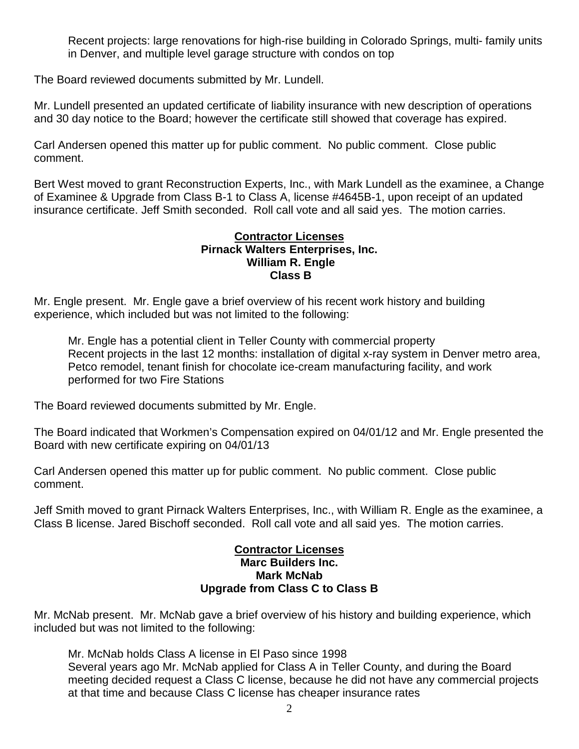Recent projects: large renovations for high-rise building in Colorado Springs, multi- family units in Denver, and multiple level garage structure with condos on top

The Board reviewed documents submitted by Mr. Lundell.

Mr. Lundell presented an updated certificate of liability insurance with new description of operations and 30 day notice to the Board; however the certificate still showed that coverage has expired.

Carl Andersen opened this matter up for public comment. No public comment. Close public comment.

Bert West moved to grant Reconstruction Experts, Inc., with Mark Lundell as the examinee, a Change of Examinee & Upgrade from Class B-1 to Class A, license #4645B-1, upon receipt of an updated insurance certificate. Jeff Smith seconded. Roll call vote and all said yes. The motion carries.

**Contractor Licenses**
**Pirnack Walters Enterprises, Inc.**
**William R. Engle**
**Class B**

Mr. Engle present. Mr. Engle gave a brief overview of his recent work history and building experience, which included but was not limited to the following:

Mr. Engle has a potential client in Teller County with commercial property
Recent projects in the last 12 months: installation of digital x-ray system in Denver metro area, Petco remodel, tenant finish for chocolate ice-cream manufacturing facility, and work performed for two Fire Stations

The Board reviewed documents submitted by Mr. Engle.

The Board indicated that Workmen's Compensation expired on 04/01/12 and Mr. Engle presented the Board with new certificate expiring on 04/01/13

Carl Andersen opened this matter up for public comment. No public comment. Close public comment.

Jeff Smith moved to grant Pirnack Walters Enterprises, Inc., with William R. Engle as the examinee, a Class B license. Jared Bischoff seconded. Roll call vote and all said yes. The motion carries.

**Contractor Licenses**
**Marc Builders Inc.**
**Mark McNab**
**Upgrade from Class C to Class B**

Mr. McNab present. Mr. McNab gave a brief overview of his history and building experience, which included but was not limited to the following:

Mr. McNab holds Class A license in El Paso since 1998
Several years ago Mr. McNab applied for Class A in Teller County, and during the Board meeting decided request a Class C license, because he did not have any commercial projects at that time and because Class C license has cheaper insurance rates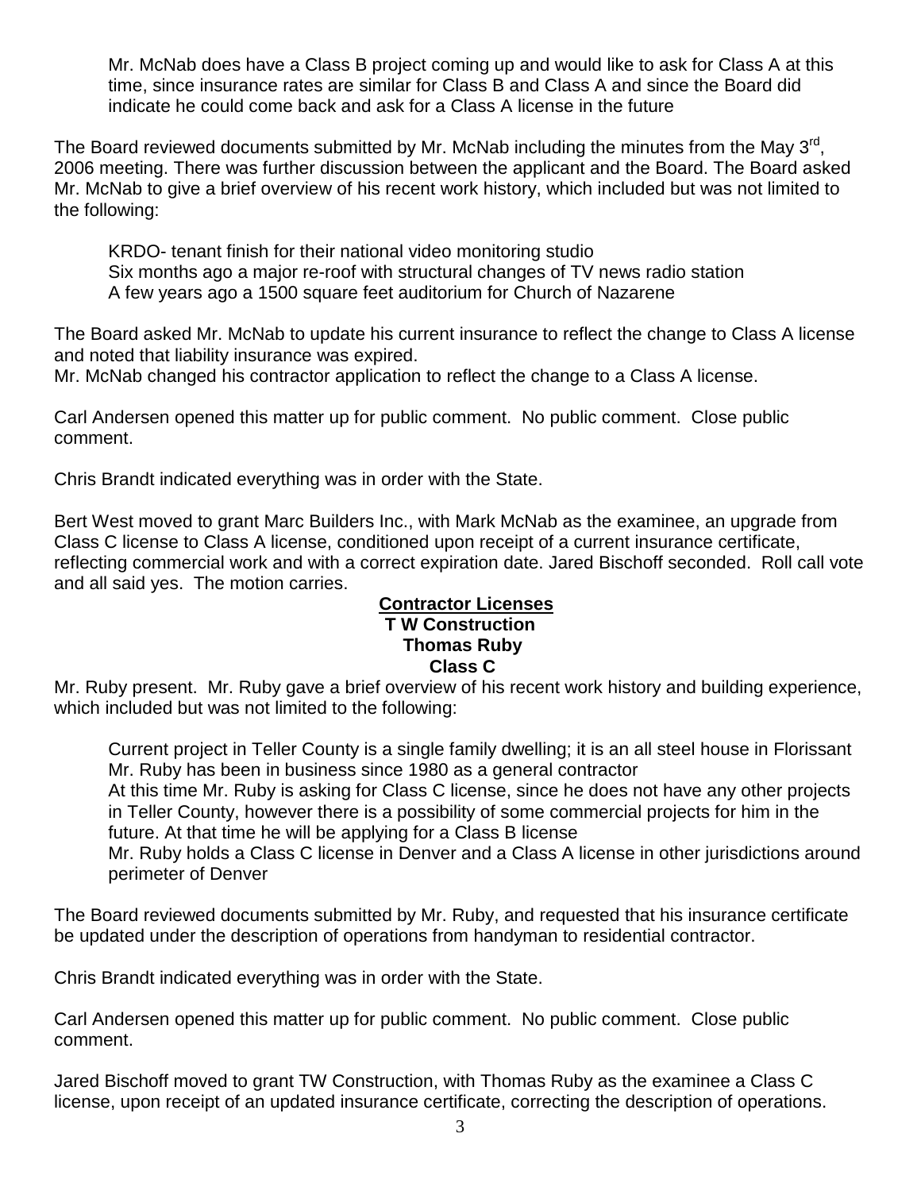Mr. McNab does have a Class B project coming up and would like to ask for Class A at this time, since insurance rates are similar for Class B and Class A and since the Board did indicate he could come back and ask for a Class A license in the future

The Board reviewed documents submitted by Mr. McNab including the minutes from the May 3rd, 2006 meeting. There was further discussion between the applicant and the Board. The Board asked Mr. McNab to give a brief overview of his recent work history, which included but was not limited to the following:

KRDO- tenant finish for their national video monitoring studio
Six months ago a major re-roof with structural changes of TV news radio station
A few years ago a 1500 square feet auditorium for Church of Nazarene

The Board asked Mr. McNab to update his current insurance to reflect the change to Class A license and noted that liability insurance was expired.
Mr. McNab changed his contractor application to reflect the change to a Class A license.

Carl Andersen opened this matter up for public comment. No public comment. Close public comment.

Chris Brandt indicated everything was in order with the State.

Bert West moved to grant Marc Builders Inc., with Mark McNab as the examinee, an upgrade from Class C license to Class A license, conditioned upon receipt of a current insurance certificate, reflecting commercial work and with a correct expiration date. Jared Bischoff seconded. Roll call vote and all said yes. The motion carries.

**Contractor Licenses**
**T W Construction**
**Thomas Ruby**
**Class C**

Mr. Ruby present. Mr. Ruby gave a brief overview of his recent work history and building experience, which included but was not limited to the following:

Current project in Teller County is a single family dwelling; it is an all steel house in Florissant
Mr. Ruby has been in business since 1980 as a general contractor
At this time Mr. Ruby is asking for Class C license, since he does not have any other projects in Teller County, however there is a possibility of some commercial projects for him in the future. At that time he will be applying for a Class B license
Mr. Ruby holds a Class C license in Denver and a Class A license in other jurisdictions around perimeter of Denver

The Board reviewed documents submitted by Mr. Ruby, and requested that his insurance certificate be updated under the description of operations from handyman to residential contractor.

Chris Brandt indicated everything was in order with the State.

Carl Andersen opened this matter up for public comment. No public comment. Close public comment.

Jared Bischoff moved to grant TW Construction, with Thomas Ruby as the examinee a Class C license, upon receipt of an updated insurance certificate, correcting the description of operations.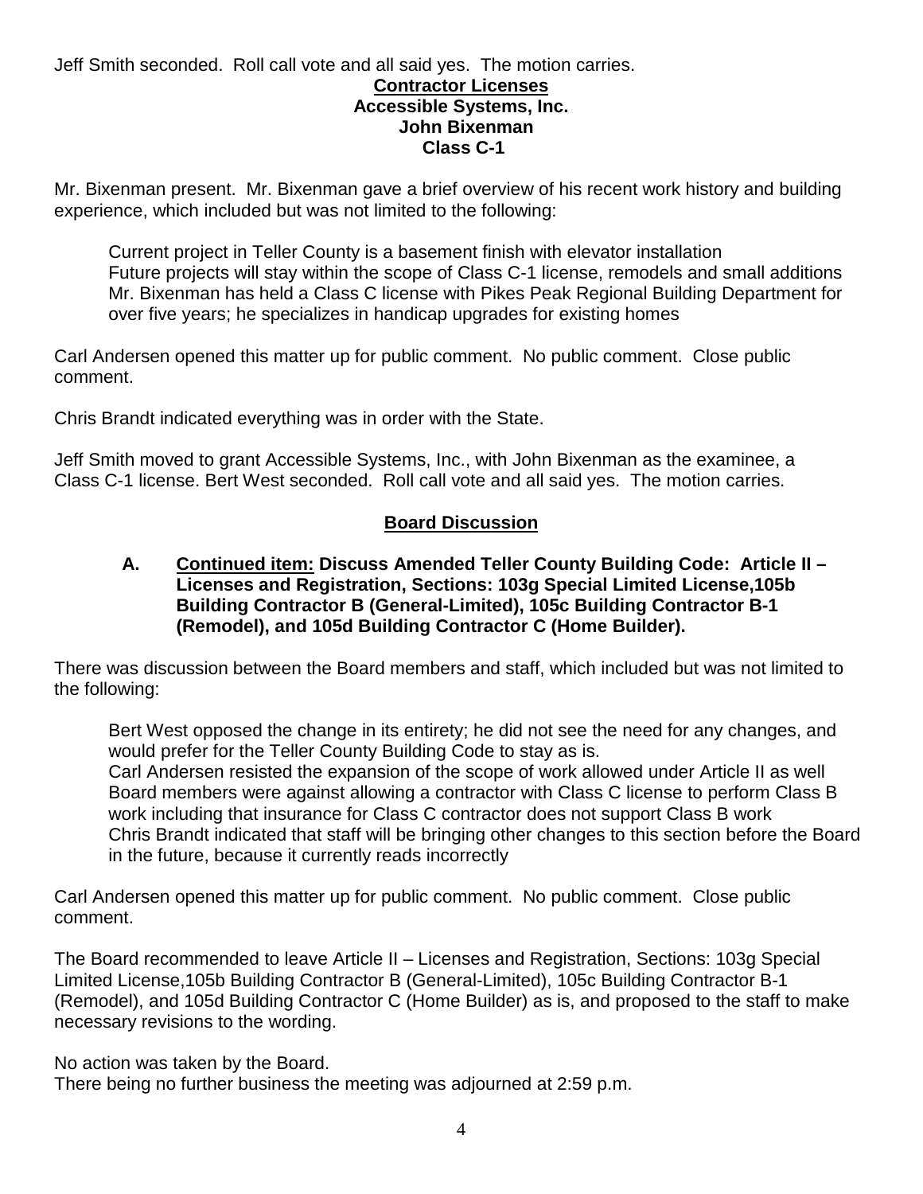Jeff Smith seconded. Roll call vote and all said yes. The motion carries.

**Contractor Licenses**
**Accessible Systems, Inc.**
**John Bixenman**
**Class C-1**

Mr. Bixenman present. Mr. Bixenman gave a brief overview of his recent work history and building experience, which included but was not limited to the following:

Current project in Teller County is a basement finish with elevator installation
Future projects will stay within the scope of Class C-1 license, remodels and small additions
Mr. Bixenman has held a Class C license with Pikes Peak Regional Building Department for over five years; he specializes in handicap upgrades for existing homes

Carl Andersen opened this matter up for public comment. No public comment. Close public comment.

Chris Brandt indicated everything was in order with the State.

Jeff Smith moved to grant Accessible Systems, Inc., with John Bixenman as the examinee, a Class C-1 license. Bert West seconded. Roll call vote and all said yes. The motion carries.

## Board Discussion

**A. Continued item: Discuss Amended Teller County Building Code: Article II – Licenses and Registration, Sections: 103g Special Limited License,105b Building Contractor B (General-Limited), 105c Building Contractor B-1 (Remodel), and 105d Building Contractor C (Home Builder).**

There was discussion between the Board members and staff, which included but was not limited to the following:

Bert West opposed the change in its entirety; he did not see the need for any changes, and would prefer for the Teller County Building Code to stay as is.
Carl Andersen resisted the expansion of the scope of work allowed under Article II as well
Board members were against allowing a contractor with Class C license to perform Class B work including that insurance for Class C contractor does not support Class B work
Chris Brandt indicated that staff will be bringing other changes to this section before the Board in the future, because it currently reads incorrectly

Carl Andersen opened this matter up for public comment. No public comment. Close public comment.

The Board recommended to leave Article II – Licenses and Registration, Sections: 103g Special Limited License,105b Building Contractor B (General-Limited), 105c Building Contractor B-1 (Remodel), and 105d Building Contractor C (Home Builder) as is, and proposed to the staff to make necessary revisions to the wording.

No action was taken by the Board.
There being no further business the meeting was adjourned at 2:59 p.m.